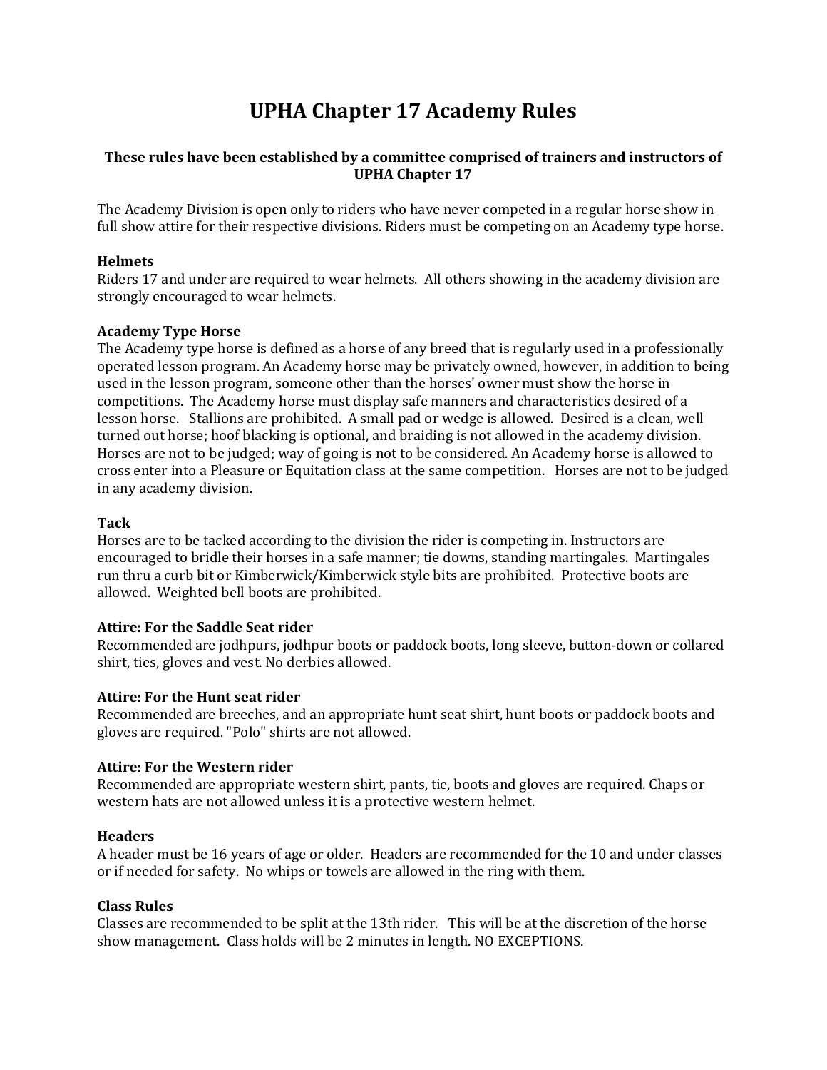# UPHA Chapter 17 Academy Rules

**These rules have been established by a committee comprised of trainers and instructors of UPHA Chapter 17**

The Academy Division is open only to riders who have never competed in a regular horse show in full show attire for their respective divisions. Riders must be competing on an Academy type horse.

### Helmets

Riders 17 and under are required to wear helmets. All others showing in the academy division are strongly encouraged to wear helmets.

### Academy Type Horse

The Academy type horse is defined as a horse of any breed that is regularly used in a professionally operated lesson program. An Academy horse may be privately owned, however, in addition to being used in the lesson program, someone other than the horses' owner must show the horse in competitions. The Academy horse must display safe manners and characteristics desired of a lesson horse. Stallions are prohibited. A small pad or wedge is allowed. Desired is a clean, well turned out horse; hoof blacking is optional, and braiding is not allowed in the academy division. Horses are not to be judged; way of going is not to be considered. An Academy horse is allowed to cross enter into a Pleasure or Equitation class at the same competition. Horses are not to be judged in any academy division.

### Tack

Horses are to be tacked according to the division the rider is competing in. Instructors are encouraged to bridle their horses in a safe manner; tie downs, standing martingales. Martingales run thru a curb bit or Kimberwick/Kimberwick style bits are prohibited. Protective boots are allowed. Weighted bell boots are prohibited.

### Attire: For the Saddle Seat rider

Recommended are jodhpurs, jodhpur boots or paddock boots, long sleeve, button-down or collared shirt, ties, gloves and vest. No derbies allowed.

### Attire: For the Hunt seat rider

Recommended are breeches, and an appropriate hunt seat shirt, hunt boots or paddock boots and gloves are required. "Polo" shirts are not allowed.

### Attire: For the Western rider

Recommended are appropriate western shirt, pants, tie, boots and gloves are required. Chaps or western hats are not allowed unless it is a protective western helmet.

### Headers

A header must be 16 years of age or older. Headers are recommended for the 10 and under classes or if needed for safety. No whips or towels are allowed in the ring with them.

### Class Rules

Classes are recommended to be split at the 13th rider. This will be at the discretion of the horse show management. Class holds will be 2 minutes in length. NO EXCEPTIONS.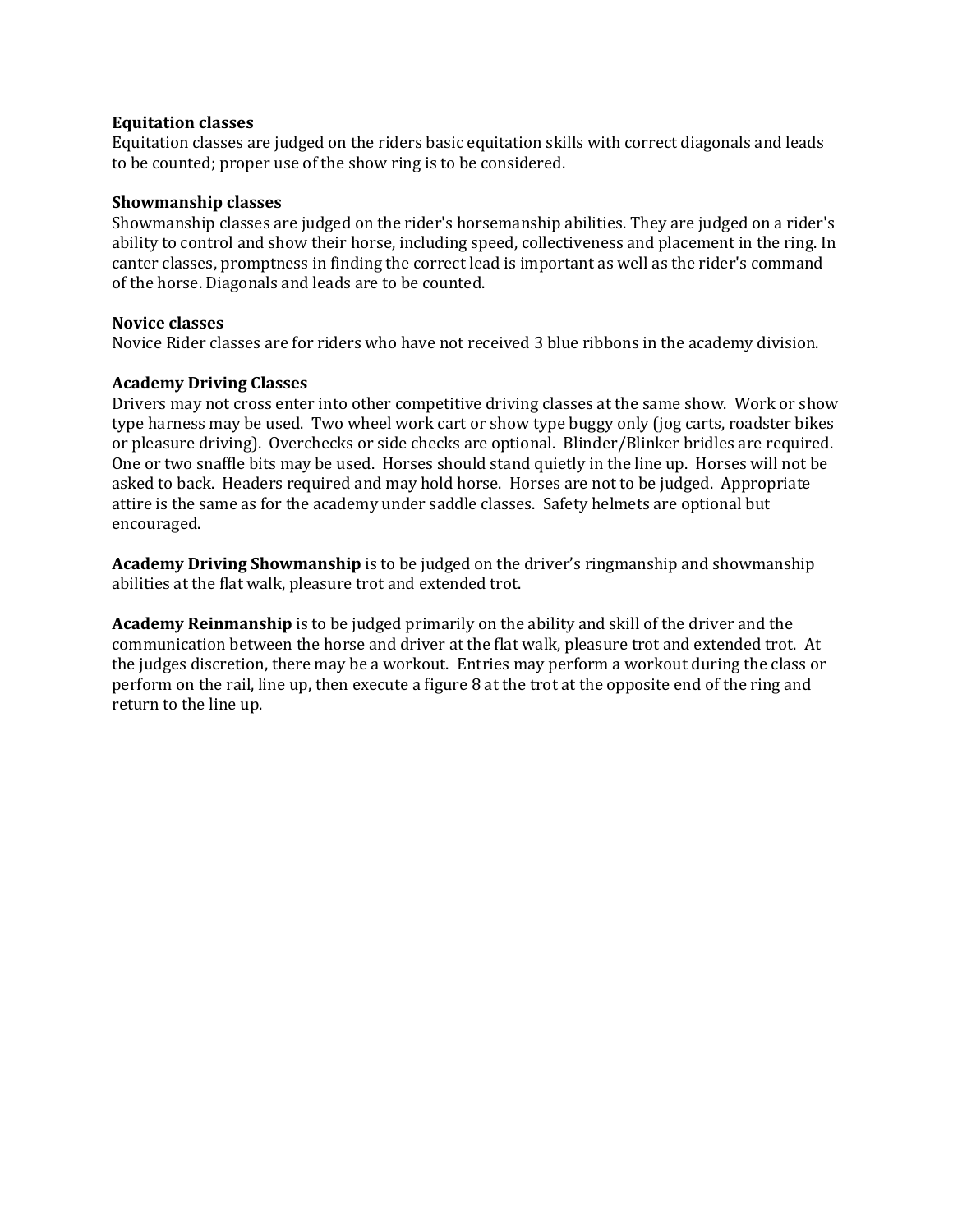**Equitation classes**

Equitation classes are judged on the riders basic equitation skills with correct diagonals and leads to be counted; proper use of the show ring is to be considered.

**Showmanship classes**

Showmanship classes are judged on the rider's horsemanship abilities. They are judged on a rider's ability to control and show their horse, including speed, collectiveness and placement in the ring. In canter classes, promptness in finding the correct lead is important as well as the rider's command of the horse. Diagonals and leads are to be counted.

**Novice classes**

Novice Rider classes are for riders who have not received 3 blue ribbons in the academy division.

**Academy Driving Classes**

Drivers may not cross enter into other competitive driving classes at the same show. Work or show type harness may be used. Two wheel work cart or show type buggy only (jog carts, roadster bikes or pleasure driving). Overchecks or side checks are optional. Blinder/Blinker bridles are required. One or two snaffle bits may be used. Horses should stand quietly in the line up. Horses will not be asked to back. Headers required and may hold horse. Horses are not to be judged. Appropriate attire is the same as for the academy under saddle classes. Safety helmets are optional but encouraged.

**Academy Driving Showmanship** is to be judged on the driver's ringmanship and showmanship abilities at the flat walk, pleasure trot and extended trot.

**Academy Reinmanship** is to be judged primarily on the ability and skill of the driver and the communication between the horse and driver at the flat walk, pleasure trot and extended trot. At the judges discretion, there may be a workout. Entries may perform a workout during the class or perform on the rail, line up, then execute a figure 8 at the trot at the opposite end of the ring and return to the line up.